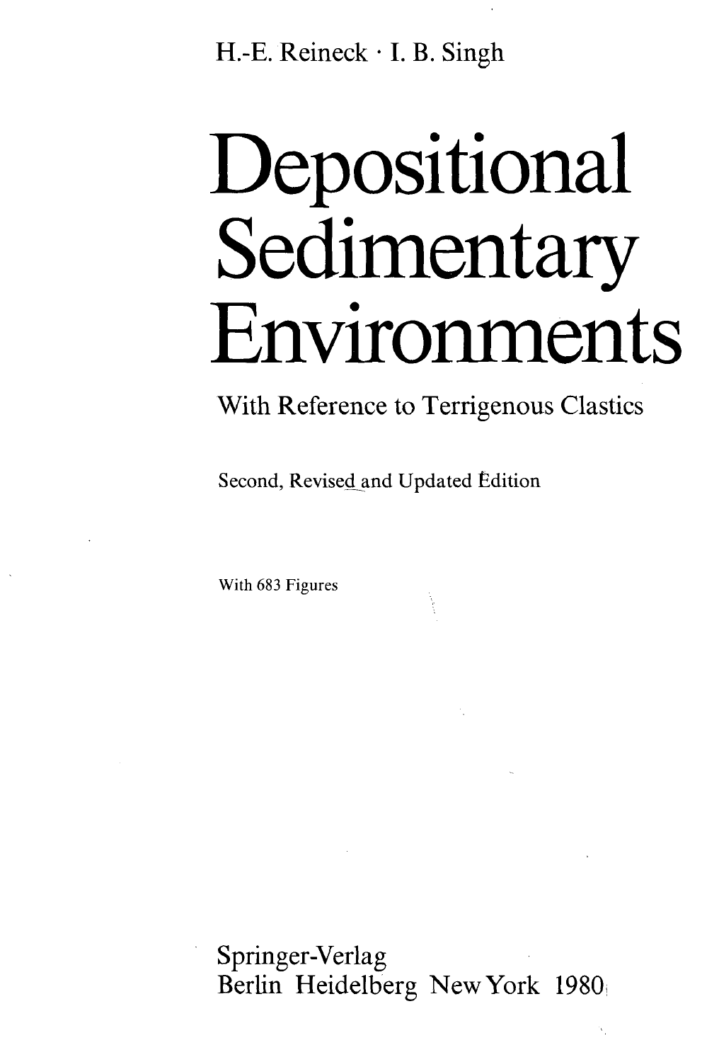H.-E. Reineck · I. B. Singh

# Depositional Sedimentary Environments

## With Reference to Terrigenous Clastics

Second, Revised and Updated Edition

With 683 Figures

Springer-Verlag
Berlin Heidelberg New York 1980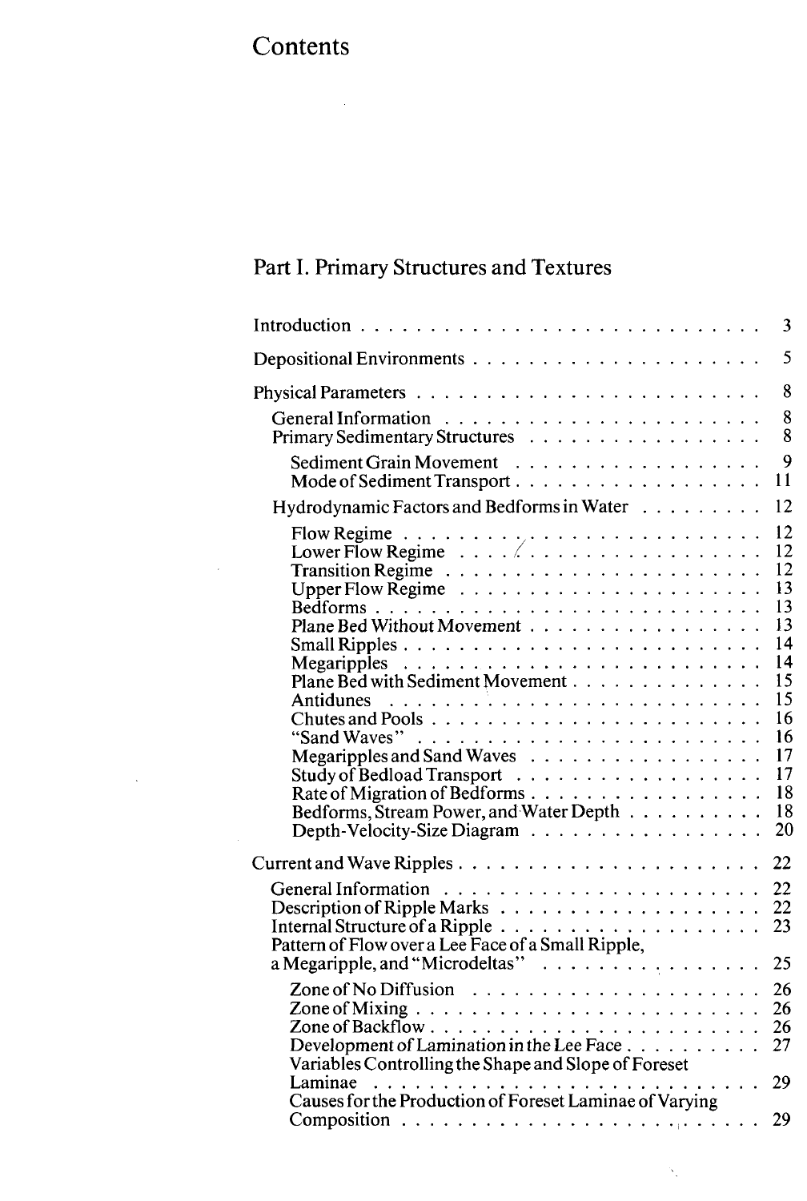# Contents

## Part I. Primary Structures and Textures

- Introduction . . . 3
- Depositional Environments . . . 5
- Physical Parameters . . . 8
  - General Information . . . 8
  - Primary Sedimentary Structures . . . 8
    - Sediment Grain Movement . . . 9
    - Mode of Sediment Transport . . . 11
  - Hydrodynamic Factors and Bedforms in Water . . . 12
    - Flow Regime . . . 12
    - Lower Flow Regime . . . 12
    - Transition Regime . . . 12
    - Upper Flow Regime . . . 13
    - Bedforms . . . 13
    - Plane Bed Without Movement . . . 13
    - Small Ripples . . . 14
    - Megaripples . . . 14
    - Plane Bed with Sediment Movement . . . 15
    - Antidunes . . . 15
    - Chutes and Pools . . . 16
    - "Sand Waves" . . . 16
    - Megaripples and Sand Waves . . . 17
    - Study of Bedload Transport . . . 17
    - Rate of Migration of Bedforms . . . 18
    - Bedforms, Stream Power, and Water Depth . . . 18
    - Depth-Velocity-Size Diagram . . . 20
- Current and Wave Ripples . . . 22
  - General Information . . . 22
  - Description of Ripple Marks . . . 22
  - Internal Structure of a Ripple . . . 23
  - Pattern of Flow over a Lee Face of a Small Ripple, a Megaripple, and "Microdeltas" . . . 25
    - Zone of No Diffusion . . . 26
    - Zone of Mixing . . . 26
    - Zone of Backflow . . . 26
    - Development of Lamination in the Lee Face . . . 27
    - Variables Controlling the Shape and Slope of Foreset Laminae . . . 29
    - Causes for the Production of Foreset Laminae of Varying Composition . . . 29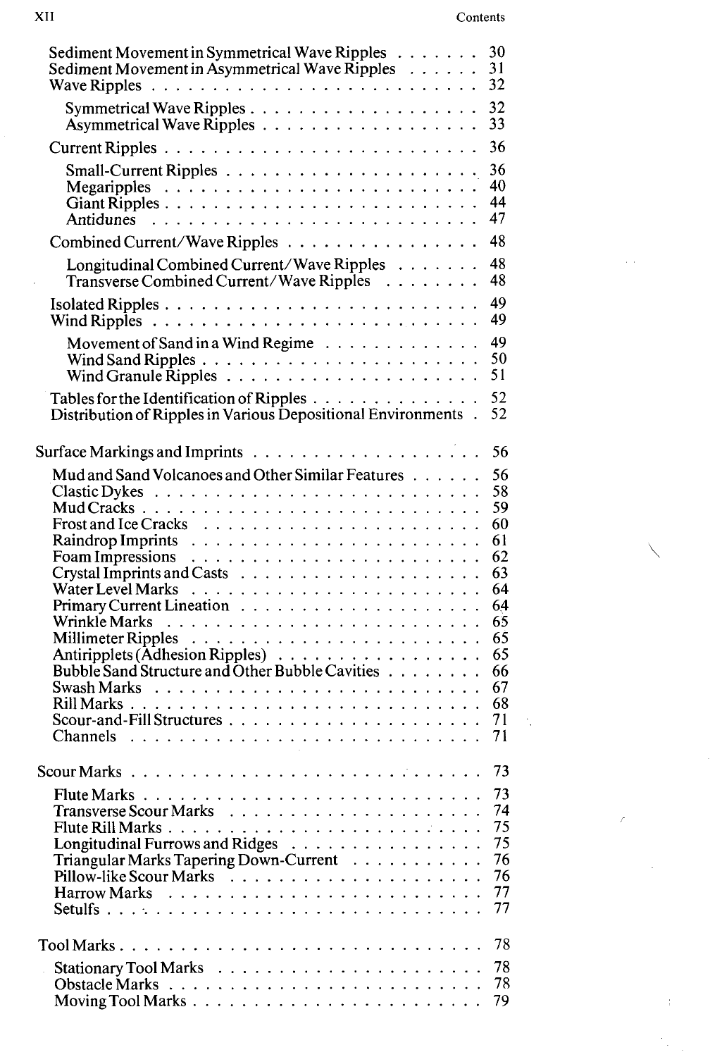Sediment Movement in Symmetrical Wave Ripples . . . . . . . 30
Sediment Movement in Asymmetrical Wave Ripples . . . . . . 31
Wave Ripples . . . . . . . . . . . . . . . . . . . . . . . . 32
  Symmetrical Wave Ripples . . . . . . . . . . . . . . . . . 32
  Asymmetrical Wave Ripples . . . . . . . . . . . . . . . . 33
Current Ripples . . . . . . . . . . . . . . . . . . . . . . 36
  Small-Current Ripples . . . . . . . . . . . . . . . . . . 36
  Megaripples . . . . . . . . . . . . . . . . . . . . . . . 40
  Giant Ripples . . . . . . . . . . . . . . . . . . . . . . 44
  *Antidunes* . . . . . . . . . . . . . . . . . . . . . . . 47
Combined Current/Wave Ripples . . . . . . . . . . . . . . . 48
  Longitudinal Combined Current/Wave Ripples . . . . . . . 48
  Transverse Combined Current/Wave Ripples . . . . . . . . 48
Isolated Ripples . . . . . . . . . . . . . . . . . . . . . . 49
Wind Ripples . . . . . . . . . . . . . . . . . . . . . . . . 49
  Movement of Sand in a Wind Regime . . . . . . . . . . . . 49
  Wind Sand Ripples . . . . . . . . . . . . . . . . . . . . 50
  Wind Granule Ripples . . . . . . . . . . . . . . . . . . . 51
Tables for the Identification of Ripples . . . . . . . . . . 52
Distribution of Ripples in Various Depositional Environments . 52

Surface Markings and Imprints . . . . . . . . . . . . . . . . 56
  Mud and Sand Volcanoes and Other Similar Features . . . . . 56
  Clastic Dykes . . . . . . . . . . . . . . . . . . . . . . . 58
  Mud Cracks . . . . . . . . . . . . . . . . . . . . . . . . 59
  Frost and Ice Cracks . . . . . . . . . . . . . . . . . . . 60
  Raindrop Imprints . . . . . . . . . . . . . . . . . . . . . 61
  Foam Impressions . . . . . . . . . . . . . . . . . . . . . 62
  Crystal Imprints and Casts . . . . . . . . . . . . . . . . 63
  Water Level Marks . . . . . . . . . . . . . . . . . . . . . 64
  Primary Current Lineation . . . . . . . . . . . . . . . . . 64
  Wrinkle Marks . . . . . . . . . . . . . . . . . . . . . . . 65
  Millimeter Ripples . . . . . . . . . . . . . . . . . . . . 65
  Antiripplets (Adhesion Ripples) . . . . . . . . . . . . . . 65
  Bubble Sand Structure and Other Bubble Cavities . . . . . . 66
  Swash Marks . . . . . . . . . . . . . . . . . . . . . . . . 67
  Rill Marks . . . . . . . . . . . . . . . . . . . . . . . . 68
  Scour-and-Fill Structures . . . . . . . . . . . . . . . . . 71
  Channels . . . . . . . . . . . . . . . . . . . . . . . . . 71

Scour Marks . . . . . . . . . . . . . . . . . . . . . . . . . 73
  Flute Marks . . . . . . . . . . . . . . . . . . . . . . . . 73
  Transverse Scour Marks . . . . . . . . . . . . . . . . . . 74
  Flute Rill Marks . . . . . . . . . . . . . . . . . . . . . 75
  Longitudinal Furrows and Ridges . . . . . . . . . . . . . . 75
  Triangular Marks Tapering Down-Current . . . . . . . . . . 76
  Pillow-like Scour Marks . . . . . . . . . . . . . . . . . . 76
  Harrow Marks . . . . . . . . . . . . . . . . . . . . . . . 77
  Setulfs . . . . . . . . . . . . . . . . . . . . . . . . . . 77

Tool Marks . . . . . . . . . . . . . . . . . . . . . . . . . . 78
  Stationary Tool Marks . . . . . . . . . . . . . . . . . . . 78
  Obstacle Marks . . . . . . . . . . . . . . . . . . . . . . 78
  Moving Tool Marks . . . . . . . . . . . . . . . . . . . . . 79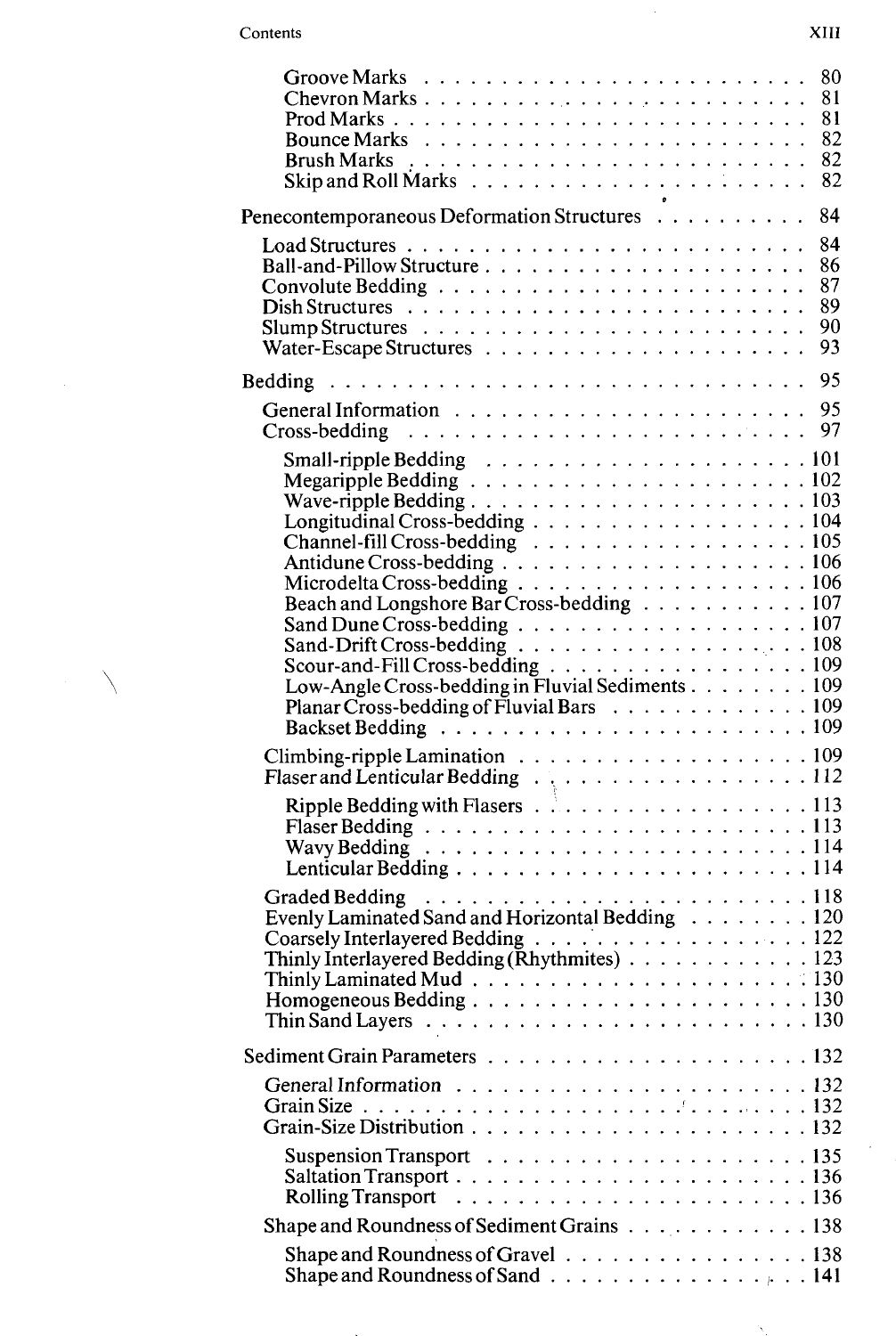Groove Marks . . . . . . . . . . . . . . . . . . . . . . . . 80
Chevron Marks . . . . . . . . . . . . . . . . . . . . . . . . 81
Prod Marks . . . . . . . . . . . . . . . . . . . . . . . . . 81
Bounce Marks . . . . . . . . . . . . . . . . . . . . . . . . 82
Brush Marks . . . . . . . . . . . . . . . . . . . . . . . . . 82
Skip and Roll Marks . . . . . . . . . . . . . . . . . . . . . 82

Penecontemporaneous Deformation Structures . . . . . . . . . . 84

Load Structures . . . . . . . . . . . . . . . . . . . . . . . . 84
Ball-and-Pillow Structure . . . . . . . . . . . . . . . . . . . 86
Convolute Bedding . . . . . . . . . . . . . . . . . . . . . . . 87
Dish Structures . . . . . . . . . . . . . . . . . . . . . . . . 89
Slump Structures . . . . . . . . . . . . . . . . . . . . . . . 90
Water-Escape Structures . . . . . . . . . . . . . . . . . . . . 93

Bedding . . . . . . . . . . . . . . . . . . . . . . . . . . . . 95

General Information . . . . . . . . . . . . . . . . . . . . . . 95
Cross-bedding . . . . . . . . . . . . . . . . . . . . . . . . . 97

Small-ripple Bedding . . . . . . . . . . . . . . . . . . . . . 101
Megaripple Bedding . . . . . . . . . . . . . . . . . . . . . . 102
Wave-ripple Bedding . . . . . . . . . . . . . . . . . . . . . . 103
Longitudinal Cross-bedding . . . . . . . . . . . . . . . . . . 104
Channel-fill Cross-bedding . . . . . . . . . . . . . . . . . . 105
Antidune Cross-bedding . . . . . . . . . . . . . . . . . . . . 106
Microdelta Cross-bedding . . . . . . . . . . . . . . . . . . . 106
Beach and Longshore Bar Cross-bedding . . . . . . . . . . . . 107
Sand Dune Cross-bedding . . . . . . . . . . . . . . . . . . . 107
Sand-Drift Cross-bedding . . . . . . . . . . . . . . . . . . . 108
Scour-and-Fill Cross-bedding . . . . . . . . . . . . . . . . . 109
Low-Angle Cross-bedding in Fluvial Sediments . . . . . . . . 109
Planar Cross-bedding of Fluvial Bars . . . . . . . . . . . . . 109
Backset Bedding . . . . . . . . . . . . . . . . . . . . . . . . 109

Climbing-ripple Lamination . . . . . . . . . . . . . . . . . . 109
Flaser and Lenticular Bedding . . . . . . . . . . . . . . . . . 112

Ripple Bedding with Flasers . . . . . . . . . . . . . . . . . . 113
Flaser Bedding . . . . . . . . . . . . . . . . . . . . . . . . . 113
Wavy Bedding . . . . . . . . . . . . . . . . . . . . . . . . . 114
Lenticular Bedding . . . . . . . . . . . . . . . . . . . . . . 114

Graded Bedding . . . . . . . . . . . . . . . . . . . . . . . . 118
Evenly Laminated Sand and Horizontal Bedding . . . . . . . . 120
Coarsely Interlayered Bedding . . . . . . . . . . . . . . . . . 122
Thinly Interlayered Bedding (Rhythmites) . . . . . . . . . . . 123
Thinly Laminated Mud . . . . . . . . . . . . . . . . . . . . . 130
Homogeneous Bedding . . . . . . . . . . . . . . . . . . . . . . 130
Thin Sand Layers . . . . . . . . . . . . . . . . . . . . . . . 130

Sediment Grain Parameters . . . . . . . . . . . . . . . . . . . 132

General Information . . . . . . . . . . . . . . . . . . . . . . 132
Grain Size . . . . . . . . . . . . . . . . . . . . . . . . . . 132
Grain-Size Distribution . . . . . . . . . . . . . . . . . . . . 132

Suspension Transport . . . . . . . . . . . . . . . . . . . . . 135
Saltation Transport . . . . . . . . . . . . . . . . . . . . . . 136
Rolling Transport . . . . . . . . . . . . . . . . . . . . . . . 136

Shape and Roundness of Sediment Grains . . . . . . . . . . . . 138

Shape and Roundness of Gravel . . . . . . . . . . . . . . . . . 138
Shape and Roundness of Sand . . . . . . . . . . . . . . . . . . 141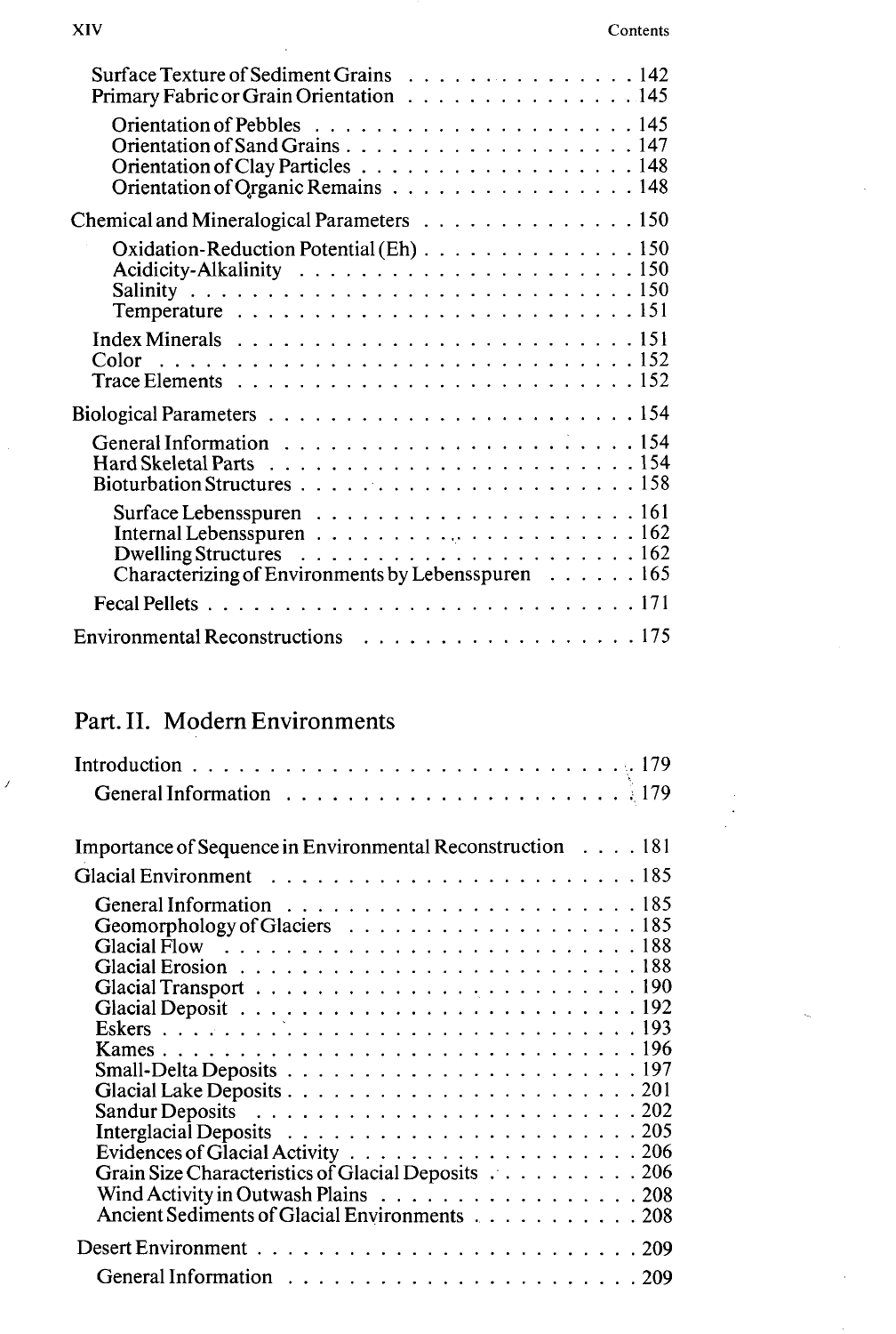Surface Texture of Sediment Grains . . . . . . . . . . . . . . . 142
Primary Fabric or Grain Orientation . . . . . . . . . . . . . . . 145

Orientation of Pebbles . . . . . . . . . . . . . . . . . . . . 145
Orientation of Sand Grains . . . . . . . . . . . . . . . . . . . 147
Orientation of Clay Particles . . . . . . . . . . . . . . . . . . 148
Orientation of Organic Remains . . . . . . . . . . . . . . . . 148

Chemical and Mineralogical Parameters . . . . . . . . . . . . . . 150

Oxidation-Reduction Potential (Eh) . . . . . . . . . . . . . . 150
Acidicity-Alkalinity . . . . . . . . . . . . . . . . . . . . . 150
Salinity . . . . . . . . . . . . . . . . . . . . . . . . . . . 150
Temperature . . . . . . . . . . . . . . . . . . . . . . . . . 151

Index Minerals . . . . . . . . . . . . . . . . . . . . . . . . 151
Color . . . . . . . . . . . . . . . . . . . . . . . . . . . . 152
Trace Elements . . . . . . . . . . . . . . . . . . . . . . . . 152

Biological Parameters . . . . . . . . . . . . . . . . . . . . . . 154

General Information . . . . . . . . . . . . . . . . . . . . . 154
Hard Skeletal Parts . . . . . . . . . . . . . . . . . . . . . . 154
Bioturbation Structures . . . . . . . . . . . . . . . . . . . . 158

Surface Lebensspuren . . . . . . . . . . . . . . . . . . . . 161
Internal Lebensspuren . . . . . . . . . . . . . . . . . . . . 162
Dwelling Structures . . . . . . . . . . . . . . . . . . . . . 162
Characterizing of Environments by Lebensspuren . . . . . . 165

Fecal Pellets . . . . . . . . . . . . . . . . . . . . . . . . . 171

Environmental Reconstructions . . . . . . . . . . . . . . . . . 175

## Part. II. Modern Environments

Introduction . . . . . . . . . . . . . . . . . . . . . . . . . . 179

General Information . . . . . . . . . . . . . . . . . . . . . 179

Importance of Sequence in Environmental Reconstruction . . . . 181

Glacial Environment . . . . . . . . . . . . . . . . . . . . . . 185

General Information . . . . . . . . . . . . . . . . . . . . . 185
Geomorphology of Glaciers . . . . . . . . . . . . . . . . . . 185
Glacial Flow . . . . . . . . . . . . . . . . . . . . . . . . . 188
Glacial Erosion . . . . . . . . . . . . . . . . . . . . . . . . 188
Glacial Transport . . . . . . . . . . . . . . . . . . . . . . . 190
Glacial Deposit . . . . . . . . . . . . . . . . . . . . . . . . 192
Eskers . . . . . . . . . . . . . . . . . . . . . . . . . . . . 193
Kames . . . . . . . . . . . . . . . . . . . . . . . . . . . . 196
Small-Delta Deposits . . . . . . . . . . . . . . . . . . . . . 197
Glacial Lake Deposits . . . . . . . . . . . . . . . . . . . . . 201
Sandur Deposits . . . . . . . . . . . . . . . . . . . . . . . 202
Interglacial Deposits . . . . . . . . . . . . . . . . . . . . . 205
Evidences of Glacial Activity . . . . . . . . . . . . . . . . . 206
Grain Size Characteristics of Glacial Deposits . . . . . . . . . 206
Wind Activity in Outwash Plains . . . . . . . . . . . . . . . . 208
Ancient Sediments of Glacial Environments . . . . . . . . . . . 208

Desert Environment . . . . . . . . . . . . . . . . . . . . . . . 209

General Information . . . . . . . . . . . . . . . . . . . . . 209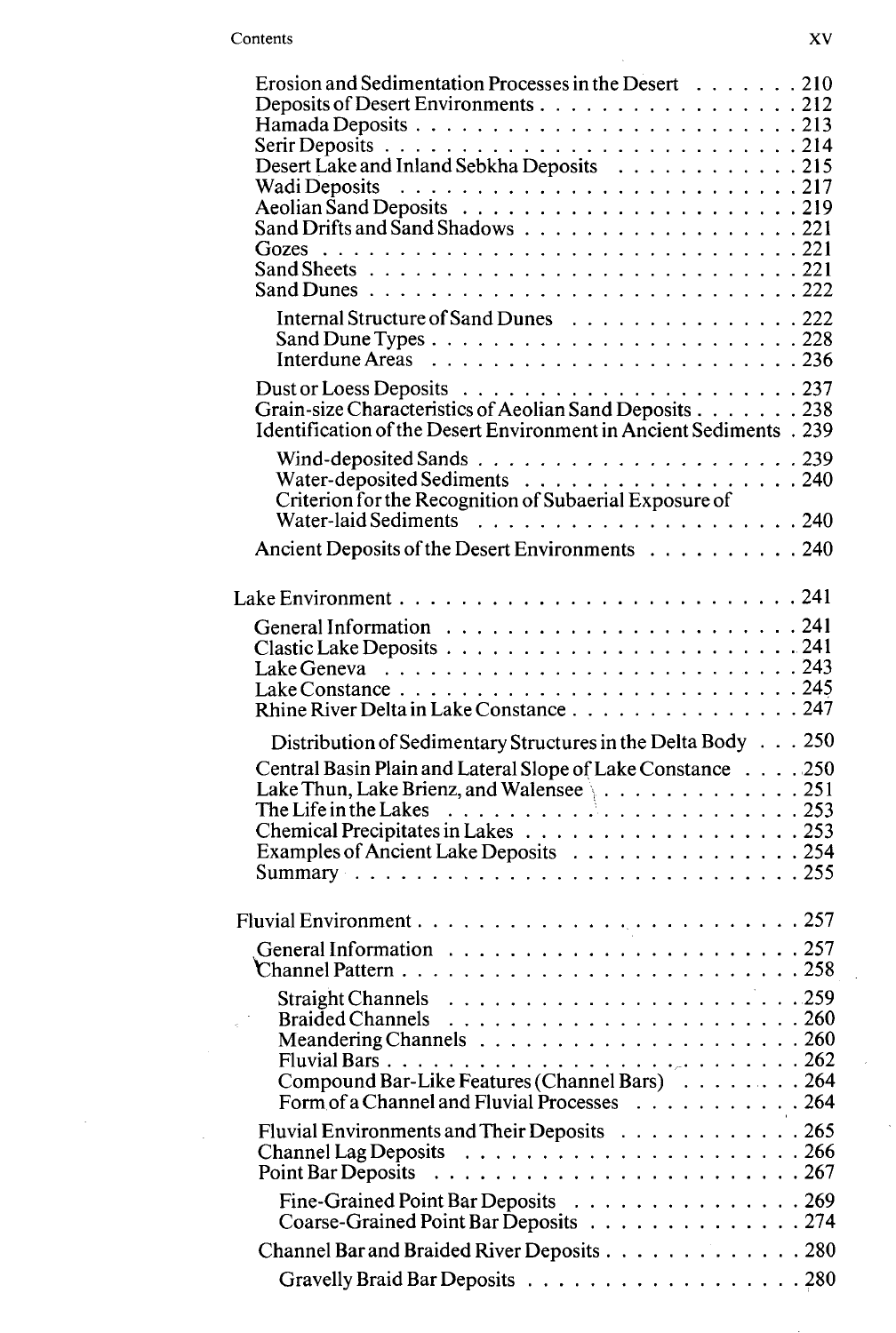Erosion and Sedimentation Processes in the Desert . . . . . . . 210
Deposits of Desert Environments . . . . . . . . . . . . . . . . 212
Hamada Deposits . . . . . . . . . . . . . . . . . . . . . . . . 213
Serir Deposits . . . . . . . . . . . . . . . . . . . . . . . . . 214
Desert Lake and Inland Sebkha Deposits . . . . . . . . . . . . 215
Wadi Deposits . . . . . . . . . . . . . . . . . . . . . . . . . 217
Aeolian Sand Deposits . . . . . . . . . . . . . . . . . . . . . 219
Sand Drifts and Sand Shadows . . . . . . . . . . . . . . . . . 221
Gozes . . . . . . . . . . . . . . . . . . . . . . . . . . . . . 221
Sand Sheets . . . . . . . . . . . . . . . . . . . . . . . . . . 221
Sand Dunes . . . . . . . . . . . . . . . . . . . . . . . . . . . 222

- Internal Structure of Sand Dunes . . . . . . . . . . . . . . . 222
- Sand Dune Types . . . . . . . . . . . . . . . . . . . . . . . 228
- Interdune Areas . . . . . . . . . . . . . . . . . . . . . . . 236

Dust or Loess Deposits . . . . . . . . . . . . . . . . . . . . . 237
Grain-size Characteristics of Aeolian Sand Deposits . . . . . . . 238
Identification of the Desert Environment in Ancient Sediments . 239

- Wind-deposited Sands . . . . . . . . . . . . . . . . . . . . 239
- Water-deposited Sediments . . . . . . . . . . . . . . . . . . 240
- Criterion for the Recognition of Subaerial Exposure of Water-laid Sediments . . . . . . . . . . . . . . . . . . . . 240

Ancient Deposits of the Desert Environments . . . . . . . . . . 240

Lake Environment . . . . . . . . . . . . . . . . . . . . . . . . . 241

General Information . . . . . . . . . . . . . . . . . . . . . . 241
Clastic Lake Deposits . . . . . . . . . . . . . . . . . . . . . . 241
Lake Geneva . . . . . . . . . . . . . . . . . . . . . . . . . . 243
Lake Constance . . . . . . . . . . . . . . . . . . . . . . . . . 245
Rhine River Delta in Lake Constance . . . . . . . . . . . . . . 247

- Distribution of Sedimentary Structures in the Delta Body . . . 250

Central Basin Plain and Lateral Slope of Lake Constance . . . . 250
Lake Thun, Lake Brienz, and Walensee . . . . . . . . . . . . . 251
The Life in the Lakes . . . . . . . . . . . . . . . . . . . . . . 253
Chemical Precipitates in Lakes . . . . . . . . . . . . . . . . . 253
Examples of Ancient Lake Deposits . . . . . . . . . . . . . . . 254
Summary . . . . . . . . . . . . . . . . . . . . . . . . . . . . 255

Fluvial Environment . . . . . . . . . . . . . . . . . . . . . . . . 257

General Information . . . . . . . . . . . . . . . . . . . . . . 257
Channel Pattern . . . . . . . . . . . . . . . . . . . . . . . . . 258

- Straight Channels . . . . . . . . . . . . . . . . . . . . . . 259
- Braided Channels . . . . . . . . . . . . . . . . . . . . . . 260
- Meandering Channels . . . . . . . . . . . . . . . . . . . . 260
- Fluvial Bars . . . . . . . . . . . . . . . . . . . . . . . . . 262
- Compound Bar-Like Features (Channel Bars) . . . . . . . . 264
- Form of a Channel and Fluvial Processes . . . . . . . . . . 264

Fluvial Environments and Their Deposits . . . . . . . . . . . . 265
Channel Lag Deposits . . . . . . . . . . . . . . . . . . . . . . 266
Point Bar Deposits . . . . . . . . . . . . . . . . . . . . . . . 267

- Fine-Grained Point Bar Deposits . . . . . . . . . . . . . . 269
- Coarse-Grained Point Bar Deposits . . . . . . . . . . . . . 274

Channel Bar and Braided River Deposits . . . . . . . . . . . . . 280

- Gravelly Braid Bar Deposits . . . . . . . . . . . . . . . . . 280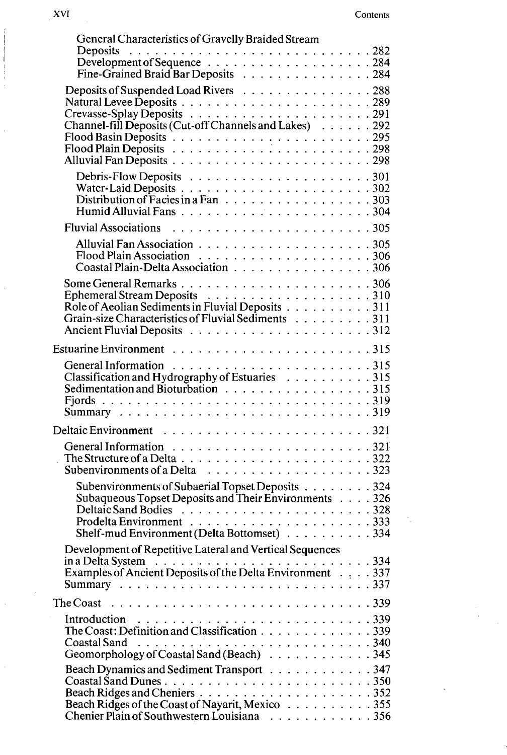General Characteristics of Gravelly Braided Stream Deposits . . . . . . . . . . . . . . . . . . . . . . . . . . . 282
Development of Sequence . . . . . . . . . . . . . . . . . . . . 284
Fine-Grained Braid Bar Deposits . . . . . . . . . . . . . . . 284

Deposits of Suspended Load Rivers . . . . . . . . . . . . . . . 288
Natural Levee Deposits . . . . . . . . . . . . . . . . . . . . . . . 289
Crevasse-Splay Deposits . . . . . . . . . . . . . . . . . . . . . . 291
Channel-fill Deposits (Cut-off Channels and Lakes) . . . . . . 292
Flood Basin Deposits . . . . . . . . . . . . . . . . . . . . . . . . 295
Flood Plain Deposits . . . . . . . . . . . . . . . . . . . . . . . . 298
Alluvial Fan Deposits . . . . . . . . . . . . . . . . . . . . . . . . 298

Debris-Flow Deposits . . . . . . . . . . . . . . . . . . . . 301
Water-Laid Deposits . . . . . . . . . . . . . . . . . . . . . 302
Distribution of Facies in a Fan . . . . . . . . . . . . . . . . 303
Humid Alluvial Fans . . . . . . . . . . . . . . . . . . . . . 304

Fluvial Associations . . . . . . . . . . . . . . . . . . . . . . . . 305

Alluvial Fan Association . . . . . . . . . . . . . . . . . . . 305
Flood Plain Association . . . . . . . . . . . . . . . . . . . 306
Coastal Plain-Delta Association . . . . . . . . . . . . . . . 306

Some General Remarks . . . . . . . . . . . . . . . . . . . . . . 306
Ephemeral Stream Deposits . . . . . . . . . . . . . . . . . . . 310
Role of Aeolian Sediments in Fluvial Deposits . . . . . . . . . . 311
Grain-size Characteristics of Fluvial Sediments . . . . . . . . . 311
Ancient Fluvial Deposits . . . . . . . . . . . . . . . . . . . . . 312

Estuarine Environment . . . . . . . . . . . . . . . . . . . . . . . 315

General Information . . . . . . . . . . . . . . . . . . . . . . . 315
Classification and Hydrography of Estuaries . . . . . . . . . . 315
Sedimentation and Bioturbation . . . . . . . . . . . . . . . . . 315
Fjords . . . . . . . . . . . . . . . . . . . . . . . . . . . . . . . 319
Summary . . . . . . . . . . . . . . . . . . . . . . . . . . . . . 319

Deltaic Environment . . . . . . . . . . . . . . . . . . . . . . . . 321

General Information . . . . . . . . . . . . . . . . . . . . . . . 321
The Structure of a Delta . . . . . . . . . . . . . . . . . . . . . 322
Subenvironments of a Delta . . . . . . . . . . . . . . . . . . . 323

Subenvironments of Subaerial Topset Deposits . . . . . . . . 324
Subaqueous Topset Deposits and Their Environments . . . . 326
Deltaic Sand Bodies . . . . . . . . . . . . . . . . . . . . . 328
Prodelta Environment . . . . . . . . . . . . . . . . . . . . 333
Shelf-mud Environment (Delta Bottomset) . . . . . . . . . . 334

Development of Repetitive Lateral and Vertical Sequences in a Delta System . . . . . . . . . . . . . . . . . . . . . . . . . 334
Examples of Ancient Deposits of the Delta Environment . . . . 337
Summary . . . . . . . . . . . . . . . . . . . . . . . . . . . . . 337

The Coast . . . . . . . . . . . . . . . . . . . . . . . . . . . . . . 339

Introduction . . . . . . . . . . . . . . . . . . . . . . . . . . . 339
The Coast: Definition and Classification . . . . . . . . . . . . 339
Coastal Sand . . . . . . . . . . . . . . . . . . . . . . . . . . . 340
Geomorphology of Coastal Sand (Beach) . . . . . . . . . . . . 345

Beach Dynamics and Sediment Transport . . . . . . . . . . . . 347
Coastal Sand Dunes . . . . . . . . . . . . . . . . . . . . . . . 350
Beach Ridges and Cheniers . . . . . . . . . . . . . . . . . . . 352
Beach Ridges of the Coast of Nayarit, Mexico . . . . . . . . . . 355
Chenier Plain of Southwestern Louisiana . . . . . . . . . . . . 356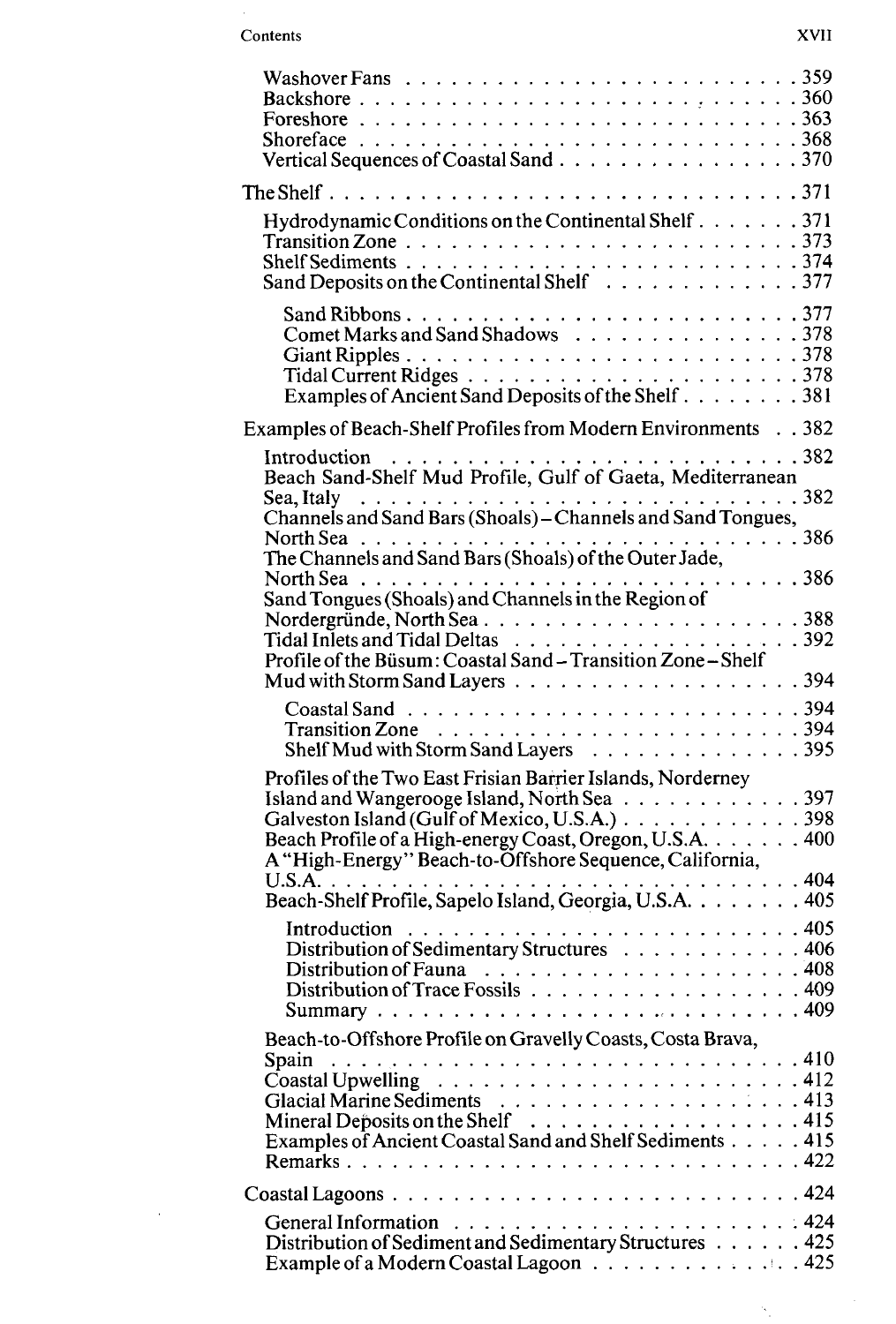Washover Fans . . . . . . . . . . . . . . . . . . . . . . . . . . 359
Backshore . . . . . . . . . . . . . . . . . . . . . . . . . . . . 360
Foreshore . . . . . . . . . . . . . . . . . . . . . . . . . . . . 363
Shoreface . . . . . . . . . . . . . . . . . . . . . . . . . . . . 368
Vertical Sequences of Coastal Sand . . . . . . . . . . . . . . . . 370

The Shelf . . . . . . . . . . . . . . . . . . . . . . . . . . . . . 371

Hydrodynamic Conditions on the Continental Shelf . . . . . . . 371
Transition Zone . . . . . . . . . . . . . . . . . . . . . . . . . 373
Shelf Sediments . . . . . . . . . . . . . . . . . . . . . . . . . 374
Sand Deposits on the Continental Shelf . . . . . . . . . . . . . 377

Sand Ribbons . . . . . . . . . . . . . . . . . . . . . . . . . 377
Comet Marks and Sand Shadows . . . . . . . . . . . . . . . 378
Giant Ripples . . . . . . . . . . . . . . . . . . . . . . . . . 378
Tidal Current Ridges . . . . . . . . . . . . . . . . . . . . . 378
Examples of Ancient Sand Deposits of the Shelf . . . . . . . . 381

Examples of Beach-Shelf Profiles from Modern Environments . . 382

Introduction . . . . . . . . . . . . . . . . . . . . . . . . . . 382
Beach Sand-Shelf Mud Profile, Gulf of Gaeta, Mediterranean Sea, Italy . . . . . . . . . . . . . . . . . . . . . . . . . . 382
Channels and Sand Bars (Shoals) – Channels and Sand Tongues, North Sea . . . . . . . . . . . . . . . . . . . . . . . . . . 386
The Channels and Sand Bars (Shoals) of the Outer Jade, North Sea . . . . . . . . . . . . . . . . . . . . . . . . . . 386
Sand Tongues (Shoals) and Channels in the Region of Nordergründe, North Sea . . . . . . . . . . . . . . . . . . . 388
Tidal Inlets and Tidal Deltas . . . . . . . . . . . . . . . . . . 392
Profile of the Büsum: Coastal Sand – Transition Zone – Shelf Mud with Storm Sand Layers . . . . . . . . . . . . . . . . . 394

Coastal Sand . . . . . . . . . . . . . . . . . . . . . . . . . 394
Transition Zone . . . . . . . . . . . . . . . . . . . . . . . . 394
Shelf Mud with Storm Sand Layers . . . . . . . . . . . . . . 395

Profiles of the Two East Frisian Barrier Islands, Norderney Island and Wangerooge Island, North Sea . . . . . . . . . . . . 397
Galveston Island (Gulf of Mexico, U.S.A.) . . . . . . . . . . . . 398
Beach Profile of a High-energy Coast, Oregon, U.S.A. . . . . . . 400
A "High-Energy" Beach-to-Offshore Sequence, California, U.S.A. . . . . . . . . . . . . . . . . . . . . . . . . . . . . . 404
Beach-Shelf Profile, Sapelo Island, Georgia, U.S.A. . . . . . . . 405

Introduction . . . . . . . . . . . . . . . . . . . . . . . . . 405
Distribution of Sedimentary Structures . . . . . . . . . . . . 406
Distribution of Fauna . . . . . . . . . . . . . . . . . . . . . 408
Distribution of Trace Fossils . . . . . . . . . . . . . . . . . . 409
Summary . . . . . . . . . . . . . . . . . . . . . . . . . . . 409

Beach-to-Offshore Profile on Gravelly Coasts, Costa Brava, Spain . . . . . . . . . . . . . . . . . . . . . . . . . . . . . 410
Coastal Upwelling . . . . . . . . . . . . . . . . . . . . . . . 412
Glacial Marine Sediments . . . . . . . . . . . . . . . . . . . 413
Mineral Deposits on the Shelf . . . . . . . . . . . . . . . . . 415
Examples of Ancient Coastal Sand and Shelf Sediments . . . . . 415
Remarks . . . . . . . . . . . . . . . . . . . . . . . . . . . . . 422

Coastal Lagoons . . . . . . . . . . . . . . . . . . . . . . . . . . 424

General Information . . . . . . . . . . . . . . . . . . . . . . 424
Distribution of Sediment and Sedimentary Structures . . . . . . 425
Example of a Modern Coastal Lagoon . . . . . . . . . . . . . . 425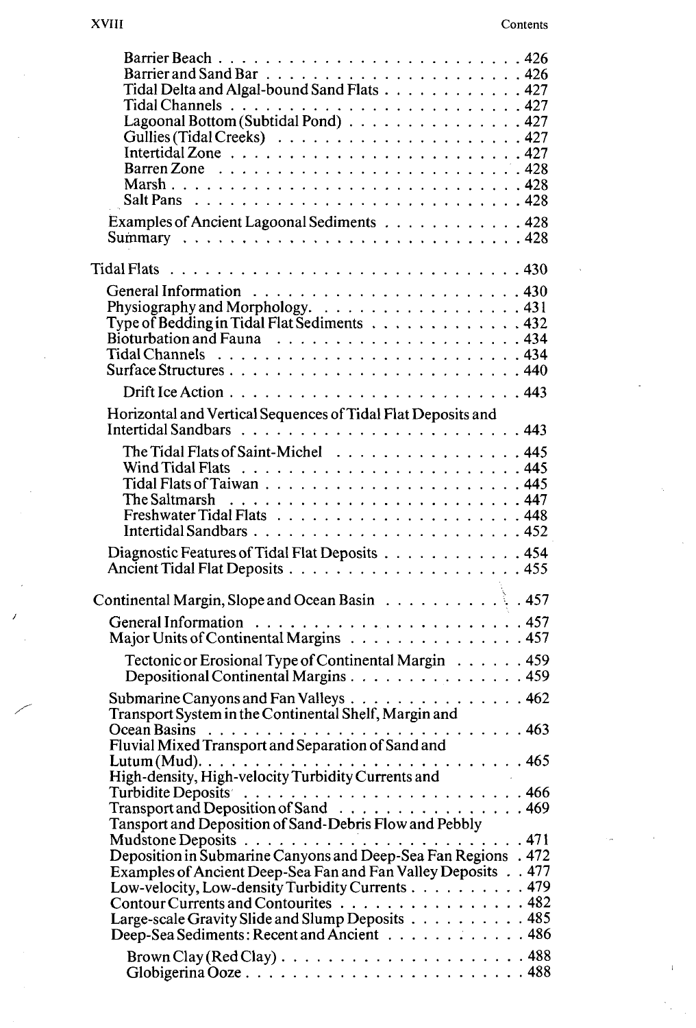- Barrier Beach . . . . . . . . . . 426
- Barrier and Sand Bar . . . . . . . . . . 426
- Tidal Delta and Algal-bound Sand Flats . . . . . . . . . . 427
- Tidal Channels . . . . . . . . . . 427
- Lagoonal Bottom (Subtidal Pond) . . . . . . . . . . 427
- Gullies (Tidal Creeks) . . . . . . . . . . 427
- Intertidal Zone . . . . . . . . . . 427
- Barren Zone . . . . . . . . . . 428
- Marsh . . . . . . . . . . 428
- Salt Pans . . . . . . . . . . 428

Examples of Ancient Lagoonal Sediments . . . . . . . . . . 428
Summary . . . . . . . . . . 428

Tidal Flats . . . . . . . . . . 430

- General Information . . . . . . . . . . 430
- Physiography and Morphology. . . . . . . . . . . 431
- Type of Bedding in Tidal Flat Sediments . . . . . . . . . . 432
- Bioturbation and Fauna . . . . . . . . . . 434
- Tidal Channels . . . . . . . . . . 434
- Surface Structures . . . . . . . . . . 440
  - Drift Ice Action . . . . . . . . . . 443
- Horizontal and Vertical Sequences of Tidal Flat Deposits and Intertidal Sandbars . . . . . . . . . . 443
  - The Tidal Flats of Saint-Michel . . . . . . . . . . 445
  - Wind Tidal Flats . . . . . . . . . . 445
  - Tidal Flats of Taiwan . . . . . . . . . . 445
  - The Saltmarsh . . . . . . . . . . 447
  - Freshwater Tidal Flats . . . . . . . . . . 448
  - Intertidal Sandbars . . . . . . . . . . 452
- Diagnostic Features of Tidal Flat Deposits . . . . . . . . . . 454
- Ancient Tidal Flat Deposits . . . . . . . . . . 455

Continental Margin, Slope and Ocean Basin . . . . . . . . . . 457

- General Information . . . . . . . . . . 457
- Major Units of Continental Margins . . . . . . . . . . 457
  - Tectonic or Erosional Type of Continental Margin . . . . . . 459
  - Depositional Continental Margins . . . . . . . . . . 459
- Submarine Canyons and Fan Valleys . . . . . . . . . . 462
- Transport System in the Continental Shelf, Margin and Ocean Basins . . . . . . . . . . 463
- Fluvial Mixed Transport and Separation of Sand and Lutum (Mud). . . . . . . . . . . 465
- High-density, High-velocity Turbidity Currents and Turbidite Deposits . . . . . . . . . . 466
- Transport and Deposition of Sand . . . . . . . . . . 469
- Tansport and Deposition of Sand-Debris Flow and Pebbly Mudstone Deposits . . . . . . . . . . 471
- Deposition in Submarine Canyons and Deep-Sea Fan Regions . 472
- Examples of Ancient Deep-Sea Fan and Fan Valley Deposits . . 477
- Low-velocity, Low-density Turbidity Currents . . . . . . . . . . 479
- Contour Currents and Contourites . . . . . . . . . . 482
- Large-scale Gravity Slide and Slump Deposits . . . . . . . . . . 485
- Deep-Sea Sediments: Recent and Ancient . . . . . . . . . . 486
  - Brown Clay (Red Clay) . . . . . . . . . . 488
  - Globigerina Ooze . . . . . . . . . . 488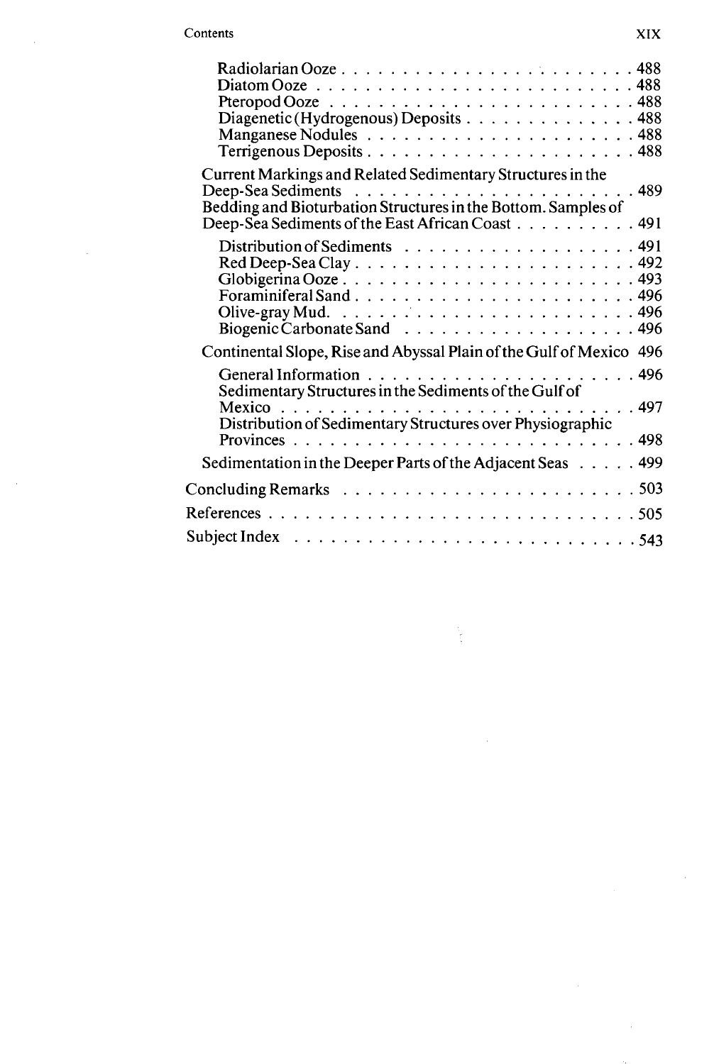Radiolarian Ooze . . . . . . . . . . . . . . . . . . . . . . . 488
Diatom Ooze . . . . . . . . . . . . . . . . . . . . . . . . . 488
Pteropod Ooze . . . . . . . . . . . . . . . . . . . . . . . . 488
Diagenetic (Hydrogenous) Deposits . . . . . . . . . . . . . . 488
Manganese Nodules . . . . . . . . . . . . . . . . . . . . . . 488
Terrigenous Deposits . . . . . . . . . . . . . . . . . . . . . 488

Current Markings and Related Sedimentary Structures in the Deep-Sea Sediments . . . . . . . . . . . . . . . . . . . . . . 489
Bedding and Bioturbation Structures in the Bottom. Samples of Deep-Sea Sediments of the East African Coast . . . . . . . . . . 491

Distribution of Sediments . . . . . . . . . . . . . . . . . . 491
Red Deep-Sea Clay . . . . . . . . . . . . . . . . . . . . . . 492
Globigerina Ooze . . . . . . . . . . . . . . . . . . . . . . . 493
Foraminiferal Sand . . . . . . . . . . . . . . . . . . . . . . 496
Olive-gray Mud. . . . . . . . . . . . . . . . . . . . . . . . 496
Biogenic Carbonate Sand . . . . . . . . . . . . . . . . . . . 496

Continental Slope, Rise and Abyssal Plain of the Gulf of Mexico 496

General Information . . . . . . . . . . . . . . . . . . . . . 496
Sedimentary Structures in the Sediments of the Gulf of Mexico . . . . . . . . . . . . . . . . . . . . . . . . . . . . 497
Distribution of Sedimentary Structures over Physiographic Provinces . . . . . . . . . . . . . . . . . . . . . . . . . . 498

Sedimentation in the Deeper Parts of the Adjacent Seas . . . . . 499

Concluding Remarks . . . . . . . . . . . . . . . . . . . . . . . 503

References . . . . . . . . . . . . . . . . . . . . . . . . . . . 505

Subject Index . . . . . . . . . . . . . . . . . . . . . . . . . . 543